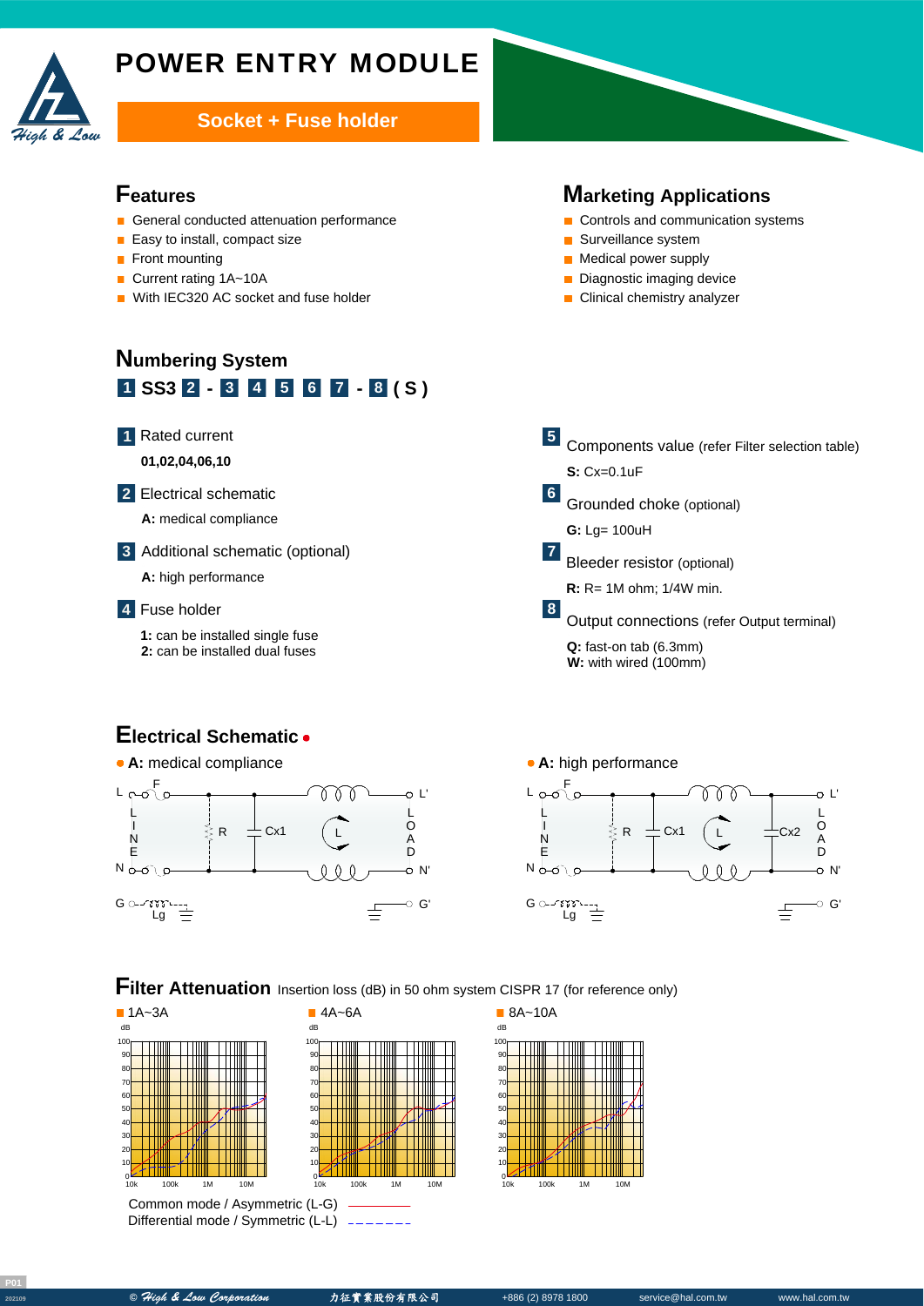# POWER ENTRY MODULE

**Socket + Fuse holder**

## Features

- General conducted attenuation performance
- Easy to install, compact size
- Front mounting
- Current rating 1A~10A
- With IEC320 AC socket and fuse holder

## Marketing Applications

- Controls and communication systems
- Surveillance system
- Medical power supply
- Diagnostic imaging device
- Clinical chemistry analyzer

## Numbering System

**1 SS3 2 - 3 4 5 6 7 - 8 ( S )**

**1** Rated current
**01,02,04,06,10**

**2** Electrical schematic
**A:** medical compliance

**3** Additional schematic (optional)
**A:** high performance

**4** Fuse holder
**1:** can be installed single fuse
**2:** can be installed dual fuses

**5** Components value (refer Filter selection table)
**S:** Cx=0.1uF

**6** Grounded choke (optional)
**G:** Lg= 100uH

**7** Bleeder resistor (optional)
**R:** R= 1M ohm; 1/4W min.

**8** Output connections (refer Output terminal)
**Q:** fast-on tab (6.3mm)
**W:** with wired (100mm)

## Electrical Schematic

- **A:** medical compliance
- **A:** high performance

## Filter Attenuation

Insertion loss (dB) in 50 ohm system CISPR 17 (for reference only)

- 1A~3A
- 4A~6A
- 8A~10A

Common mode / Asymmetric (L-G) ————
Differential mode / Symmetric (L-L) - - - - - -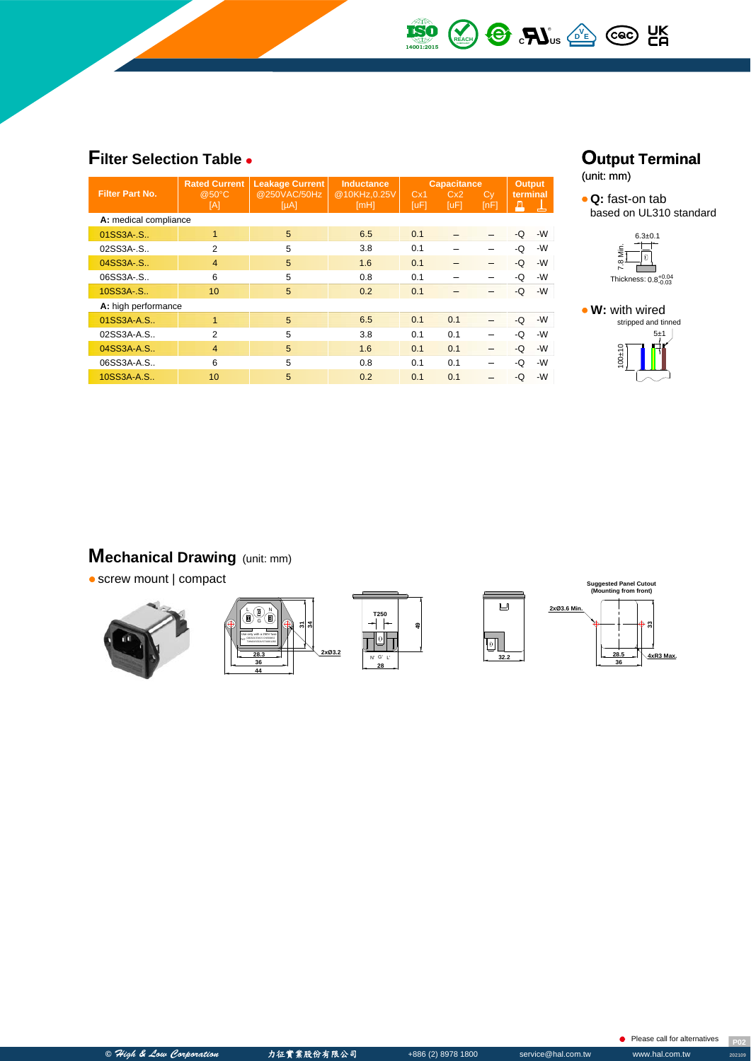## Filter Selection Table

| Filter Part No. | Rated Current @50°C [A] | Leakage Current @250VAC/50Hz [µA] | Inductance @10KHz,0.25V [mH] | Capacitance Cx1 [uF] | Cx2 [uF] | Cy [nF] | Output terminal | |
|---|---|---|---|---|---|---|---|---|
| **A:** medical compliance | | | | | | | | |
| 01SS3A-.S.. | 1 | 5 | 6.5 | 0.1 | – | – | -Q | -W |
| 02SS3A-.S.. | 2 | 5 | 3.8 | 0.1 | – | – | -Q | -W |
| 04SS3A-.S.. | 4 | 5 | 1.6 | 0.1 | – | – | -Q | -W |
| 06SS3A-.S.. | 6 | 5 | 0.8 | 0.1 | – | – | -Q | -W |
| 10SS3A-.S.. | 10 | 5 | 0.2 | 0.1 | – | – | -Q | -W |
| **A:** high performance | | | | | | | | |
| 01SS3A-A.S.. | 1 | 5 | 6.5 | 0.1 | 0.1 | – | -Q | -W |
| 02SS3A-A.S.. | 2 | 5 | 3.8 | 0.1 | 0.1 | – | -Q | -W |
| 04SS3A-A.S.. | 4 | 5 | 1.6 | 0.1 | 0.1 | – | -Q | -W |
| 06SS3A-A.S.. | 6 | 5 | 0.8 | 0.1 | 0.1 | – | -Q | -W |
| 10SS3A-A.S.. | 10 | 5 | 0.2 | 0.1 | 0.1 | – | -Q | -W |

## Output Terminal

(unit: mm)

- **Q:** fast-on tab based on UL310 standard

6.3±0.1

7.8 Min.

Thickness: $0.8^{+0.04}_{-0.03}$

- **W:** with wired

stripped and tinned

5±1

100±10

## Mechanical Drawing (unit: mm)

- screw mount | compact

28.3
36
44
31
34
2xØ3.2

T250
49
28
N' G' L'

32.2

Suggested Panel Cutout (Mounting from front)

2xØ3.6 Min.
33
28.5
36
4xR3 Max.

● Please call for alternatives